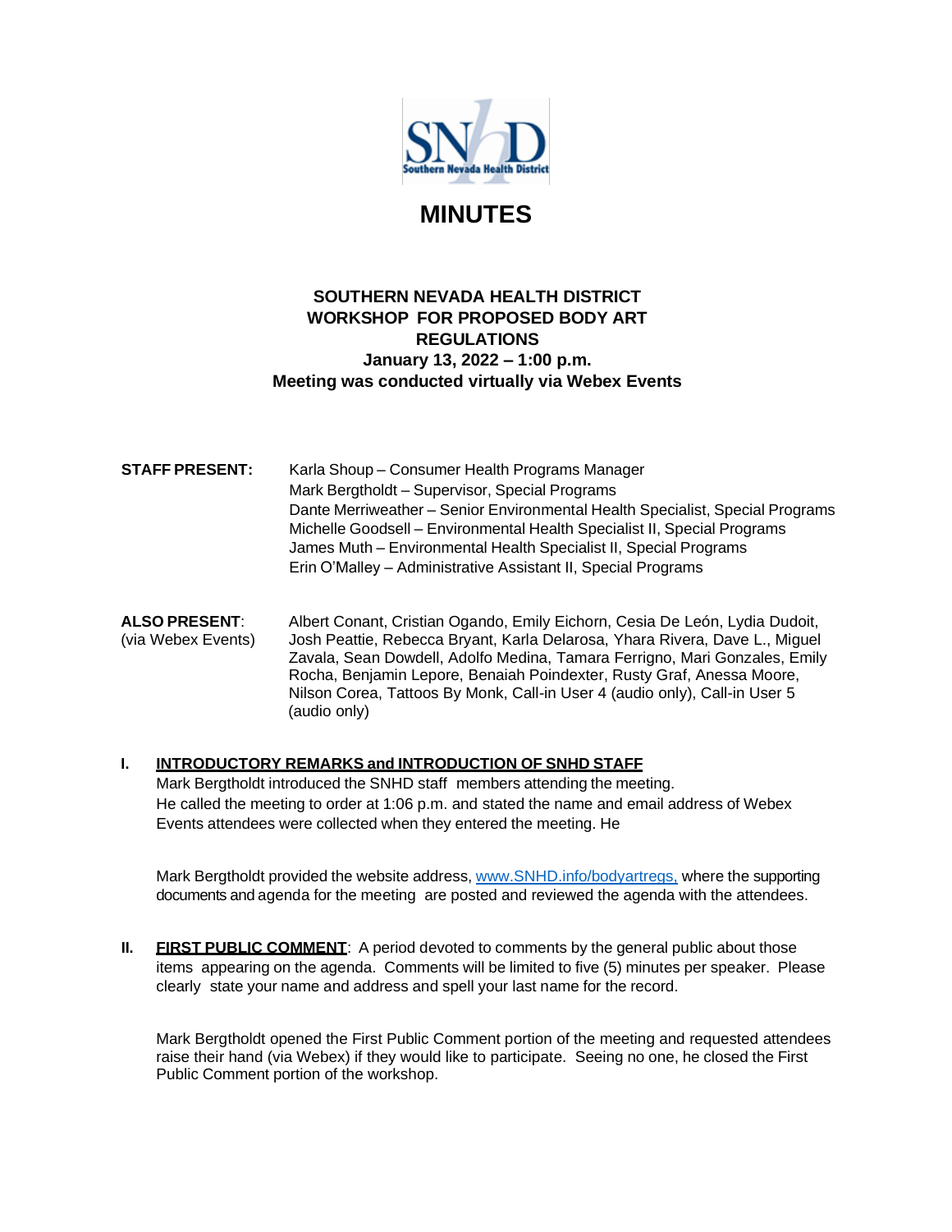# MINUTES

**SOUTHERN NEVADA HEALTH DISTRICT**
**WORKSHOP FOR PROPOSED BODY ART REGULATIONS**
**January 13, 2022 – 1:00 p.m.**
**Meeting was conducted virtually via Webex Events**

**STAFF PRESENT:**
Karla Shoup – Consumer Health Programs Manager
Mark Bergtholdt – Supervisor, Special Programs
Dante Merriweather – Senior Environmental Health Specialist, Special Programs
Michelle Goodsell – Environmental Health Specialist II, Special Programs
James Muth – Environmental Health Specialist II, Special Programs
Erin O'Malley – Administrative Assistant II, Special Programs

**ALSO PRESENT:** (via Webex Events)
Albert Conant, Cristian Ogando, Emily Eichorn, Cesia De León, Lydia Dudoit, Josh Peattie, Rebecca Bryant, Karla Delarosa, Yhara Rivera, Dave L., Miguel Zavala, Sean Dowdell, Adolfo Medina, Tamara Ferrigno, Mari Gonzales, Emily Rocha, Benjamin Lepore, Benaiah Poindexter, Rusty Graf, Anessa Moore, Nilson Corea, Tattoos By Monk, Call-in User 4 (audio only), Call-in User 5 (audio only)

## I. INTRODUCTORY REMARKS and INTRODUCTION OF SNHD STAFF

Mark Bergtholdt introduced the SNHD staff members attending the meeting. He called the meeting to order at 1:06 p.m. and stated the name and email address of Webex Events attendees were collected when they entered the meeting. He

Mark Bergtholdt provided the website address, www.SNHD.info/bodyartregs, where the supporting documents and agenda for the meeting are posted and reviewed the agenda with the attendees.

## II. FIRST PUBLIC COMMENT

**FIRST PUBLIC COMMENT**: A period devoted to comments by the general public about those items appearing on the agenda. Comments will be limited to five (5) minutes per speaker. Please clearly state your name and address and spell your last name for the record.

Mark Bergtholdt opened the First Public Comment portion of the meeting and requested attendees raise their hand (via Webex) if they would like to participate. Seeing no one, he closed the First Public Comment portion of the workshop.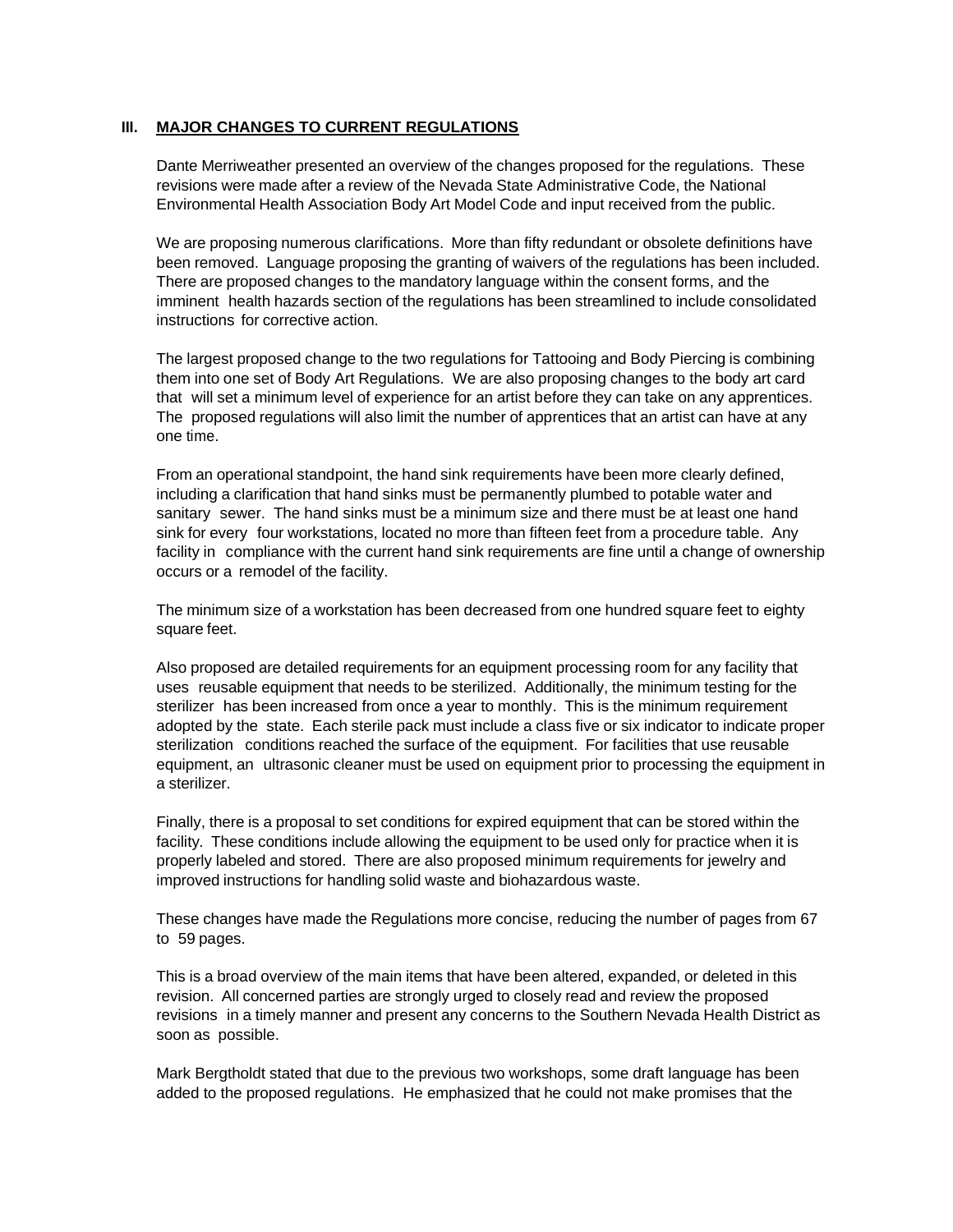## III. MAJOR CHANGES TO CURRENT REGULATIONS

Dante Merriweather presented an overview of the changes proposed for the regulations. These revisions were made after a review of the Nevada State Administrative Code, the National Environmental Health Association Body Art Model Code and input received from the public.

We are proposing numerous clarifications. More than fifty redundant or obsolete definitions have been removed. Language proposing the granting of waivers of the regulations has been included. There are proposed changes to the mandatory language within the consent forms, and the imminent health hazards section of the regulations has been streamlined to include consolidated instructions for corrective action.

The largest proposed change to the two regulations for Tattooing and Body Piercing is combining them into one set of Body Art Regulations. We are also proposing changes to the body art card that will set a minimum level of experience for an artist before they can take on any apprentices. The proposed regulations will also limit the number of apprentices that an artist can have at any one time.

From an operational standpoint, the hand sink requirements have been more clearly defined, including a clarification that hand sinks must be permanently plumbed to potable water and sanitary sewer. The hand sinks must be a minimum size and there must be at least one hand sink for every four workstations, located no more than fifteen feet from a procedure table. Any facility in compliance with the current hand sink requirements are fine until a change of ownership occurs or a remodel of the facility.

The minimum size of a workstation has been decreased from one hundred square feet to eighty square feet.

Also proposed are detailed requirements for an equipment processing room for any facility that uses reusable equipment that needs to be sterilized. Additionally, the minimum testing for the sterilizer has been increased from once a year to monthly. This is the minimum requirement adopted by the state. Each sterile pack must include a class five or six indicator to indicate proper sterilization conditions reached the surface of the equipment. For facilities that use reusable equipment, an ultrasonic cleaner must be used on equipment prior to processing the equipment in a sterilizer.

Finally, there is a proposal to set conditions for expired equipment that can be stored within the facility. These conditions include allowing the equipment to be used only for practice when it is properly labeled and stored. There are also proposed minimum requirements for jewelry and improved instructions for handling solid waste and biohazardous waste.

These changes have made the Regulations more concise, reducing the number of pages from 67 to 59 pages.

This is a broad overview of the main items that have been altered, expanded, or deleted in this revision. All concerned parties are strongly urged to closely read and review the proposed revisions in a timely manner and present any concerns to the Southern Nevada Health District as soon as possible.

Mark Bergtholdt stated that due to the previous two workshops, some draft language has been added to the proposed regulations. He emphasized that he could not make promises that the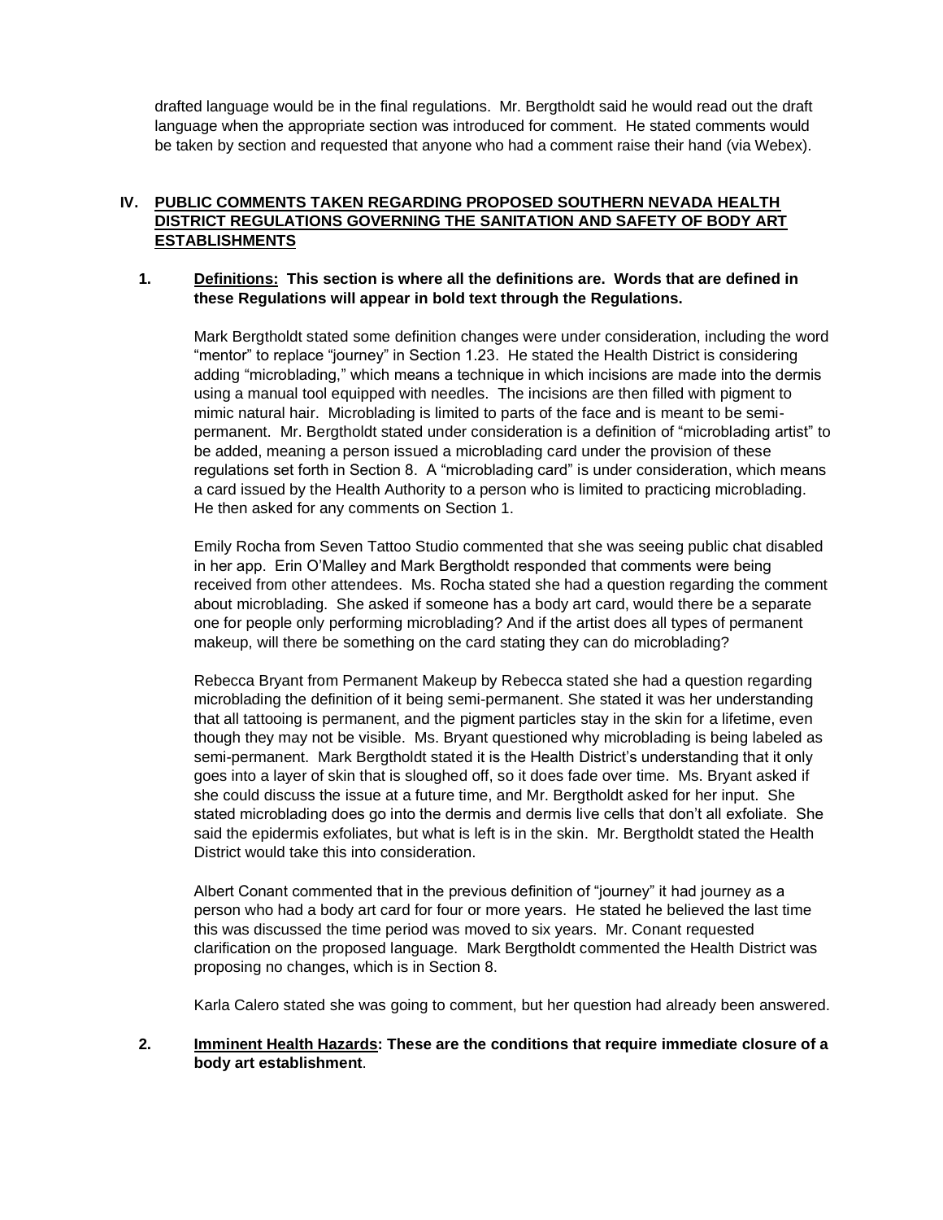drafted language would be in the final regulations. Mr. Bergtholdt said he would read out the draft language when the appropriate section was introduced for comment. He stated comments would be taken by section and requested that anyone who had a comment raise their hand (via Webex).

## IV. PUBLIC COMMENTS TAKEN REGARDING PROPOSED SOUTHERN NEVADA HEALTH DISTRICT REGULATIONS GOVERNING THE SANITATION AND SAFETY OF BODY ART ESTABLISHMENTS

### 1. Definitions: This section is where all the definitions are. Words that are defined in these Regulations will appear in bold text through the Regulations.

Mark Bergtholdt stated some definition changes were under consideration, including the word "mentor" to replace "journey" in Section 1.23. He stated the Health District is considering adding "microblading," which means a technique in which incisions are made into the dermis using a manual tool equipped with needles. The incisions are then filled with pigment to mimic natural hair. Microblading is limited to parts of the face and is meant to be semi-permanent. Mr. Bergtholdt stated under consideration is a definition of "microblading artist" to be added, meaning a person issued a microblading card under the provision of these regulations set forth in Section 8. A "microblading card" is under consideration, which means a card issued by the Health Authority to a person who is limited to practicing microblading. He then asked for any comments on Section 1.

Emily Rocha from Seven Tattoo Studio commented that she was seeing public chat disabled in her app. Erin O'Malley and Mark Bergtholdt responded that comments were being received from other attendees. Ms. Rocha stated she had a question regarding the comment about microblading. She asked if someone has a body art card, would there be a separate one for people only performing microblading? And if the artist does all types of permanent makeup, will there be something on the card stating they can do microblading?

Rebecca Bryant from Permanent Makeup by Rebecca stated she had a question regarding microblading the definition of it being semi-permanent. She stated it was her understanding that all tattooing is permanent, and the pigment particles stay in the skin for a lifetime, even though they may not be visible. Ms. Bryant questioned why microblading is being labeled as semi-permanent. Mark Bergtholdt stated it is the Health District's understanding that it only goes into a layer of skin that is sloughed off, so it does fade over time. Ms. Bryant asked if she could discuss the issue at a future time, and Mr. Bergtholdt asked for her input. She stated microblading does go into the dermis and dermis live cells that don't all exfoliate. She said the epidermis exfoliates, but what is left is in the skin. Mr. Bergtholdt stated the Health District would take this into consideration.

Albert Conant commented that in the previous definition of "journey" it had journey as a person who had a body art card for four or more years. He stated he believed the last time this was discussed the time period was moved to six years. Mr. Conant requested clarification on the proposed language. Mark Bergtholdt commented the Health District was proposing no changes, which is in Section 8.

Karla Calero stated she was going to comment, but her question had already been answered.

### 2. Imminent Health Hazards: These are the conditions that require immediate closure of a body art establishment.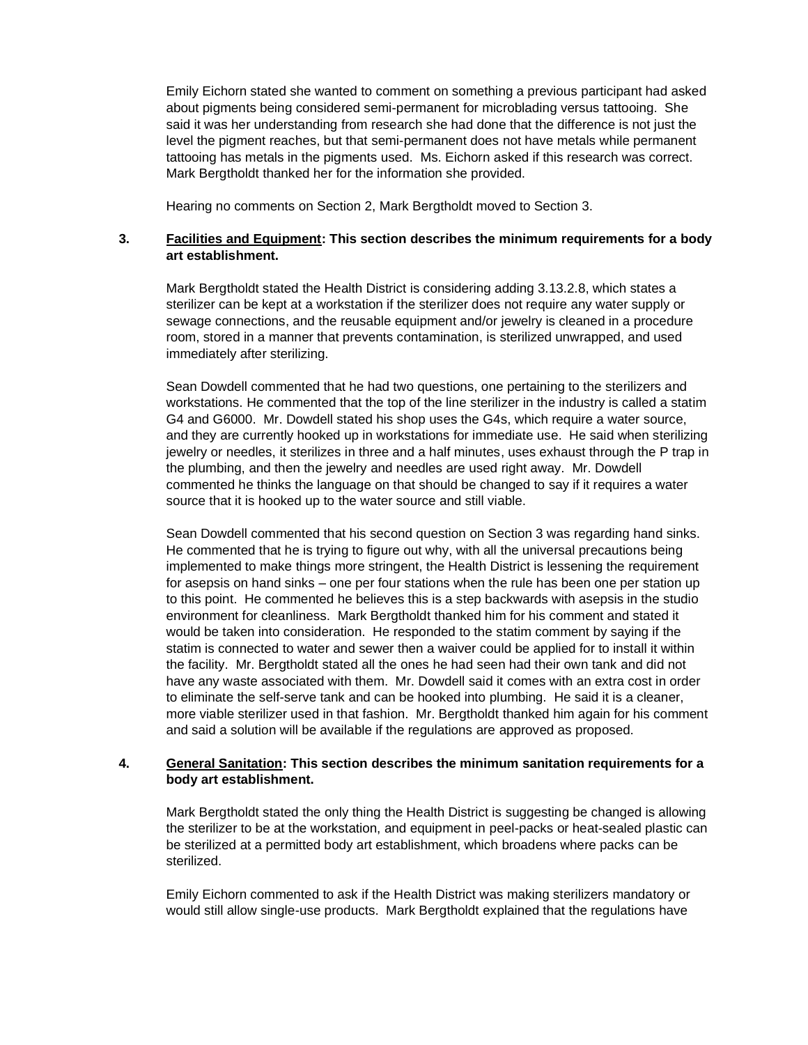Emily Eichorn stated she wanted to comment on something a previous participant had asked about pigments being considered semi-permanent for microblading versus tattooing. She said it was her understanding from research she had done that the difference is not just the level the pigment reaches, but that semi-permanent does not have metals while permanent tattooing has metals in the pigments used. Ms. Eichorn asked if this research was correct. Mark Bergtholdt thanked her for the information she provided.

Hearing no comments on Section 2, Mark Bergtholdt moved to Section 3.

**3. Facilities and Equipment: This section describes the minimum requirements for a body art establishment.**

Mark Bergtholdt stated the Health District is considering adding 3.13.2.8, which states a sterilizer can be kept at a workstation if the sterilizer does not require any water supply or sewage connections, and the reusable equipment and/or jewelry is cleaned in a procedure room, stored in a manner that prevents contamination, is sterilized unwrapped, and used immediately after sterilizing.

Sean Dowdell commented that he had two questions, one pertaining to the sterilizers and workstations. He commented that the top of the line sterilizer in the industry is called a statim G4 and G6000. Mr. Dowdell stated his shop uses the G4s, which require a water source, and they are currently hooked up in workstations for immediate use. He said when sterilizing jewelry or needles, it sterilizes in three and a half minutes, uses exhaust through the P trap in the plumbing, and then the jewelry and needles are used right away. Mr. Dowdell commented he thinks the language on that should be changed to say if it requires a water source that it is hooked up to the water source and still viable.

Sean Dowdell commented that his second question on Section 3 was regarding hand sinks. He commented that he is trying to figure out why, with all the universal precautions being implemented to make things more stringent, the Health District is lessening the requirement for asepsis on hand sinks – one per four stations when the rule has been one per station up to this point. He commented he believes this is a step backwards with asepsis in the studio environment for cleanliness. Mark Bergtholdt thanked him for his comment and stated it would be taken into consideration. He responded to the statim comment by saying if the statim is connected to water and sewer then a waiver could be applied for to install it within the facility. Mr. Bergtholdt stated all the ones he had seen had their own tank and did not have any waste associated with them. Mr. Dowdell said it comes with an extra cost in order to eliminate the self-serve tank and can be hooked into plumbing. He said it is a cleaner, more viable sterilizer used in that fashion. Mr. Bergtholdt thanked him again for his comment and said a solution will be available if the regulations are approved as proposed.

**4. General Sanitation: This section describes the minimum sanitation requirements for a body art establishment.**

Mark Bergtholdt stated the only thing the Health District is suggesting be changed is allowing the sterilizer to be at the workstation, and equipment in peel-packs or heat-sealed plastic can be sterilized at a permitted body art establishment, which broadens where packs can be sterilized.

Emily Eichorn commented to ask if the Health District was making sterilizers mandatory or would still allow single-use products. Mark Bergtholdt explained that the regulations have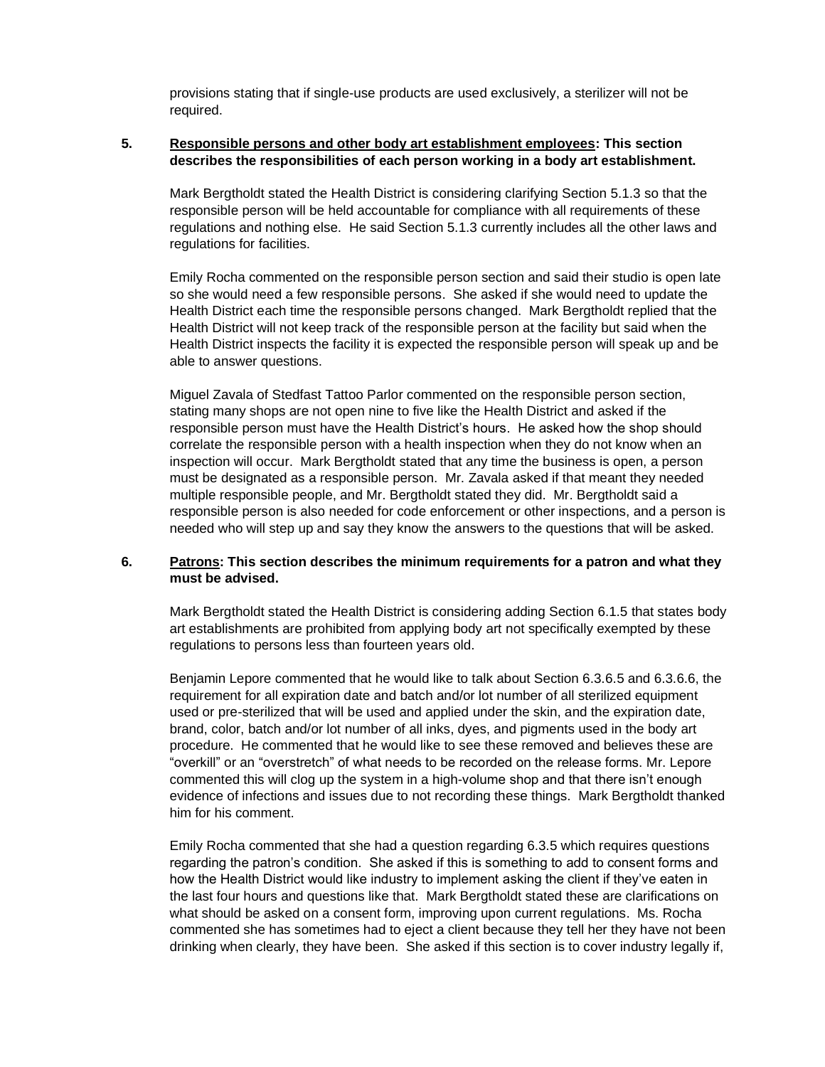provisions stating that if single-use products are used exclusively, a sterilizer will not be required.

**5. Responsible persons and other body art establishment employees: This section describes the responsibilities of each person working in a body art establishment.**

Mark Bergtholdt stated the Health District is considering clarifying Section 5.1.3 so that the responsible person will be held accountable for compliance with all requirements of these regulations and nothing else. He said Section 5.1.3 currently includes all the other laws and regulations for facilities.

Emily Rocha commented on the responsible person section and said their studio is open late so she would need a few responsible persons. She asked if she would need to update the Health District each time the responsible persons changed. Mark Bergtholdt replied that the Health District will not keep track of the responsible person at the facility but said when the Health District inspects the facility it is expected the responsible person will speak up and be able to answer questions.

Miguel Zavala of Stedfast Tattoo Parlor commented on the responsible person section, stating many shops are not open nine to five like the Health District and asked if the responsible person must have the Health District's hours. He asked how the shop should correlate the responsible person with a health inspection when they do not know when an inspection will occur. Mark Bergtholdt stated that any time the business is open, a person must be designated as a responsible person. Mr. Zavala asked if that meant they needed multiple responsible people, and Mr. Bergtholdt stated they did. Mr. Bergtholdt said a responsible person is also needed for code enforcement or other inspections, and a person is needed who will step up and say they know the answers to the questions that will be asked.

**6. Patrons: This section describes the minimum requirements for a patron and what they must be advised.**

Mark Bergtholdt stated the Health District is considering adding Section 6.1.5 that states body art establishments are prohibited from applying body art not specifically exempted by these regulations to persons less than fourteen years old.

Benjamin Lepore commented that he would like to talk about Section 6.3.6.5 and 6.3.6.6, the requirement for all expiration date and batch and/or lot number of all sterilized equipment used or pre-sterilized that will be used and applied under the skin, and the expiration date, brand, color, batch and/or lot number of all inks, dyes, and pigments used in the body art procedure. He commented that he would like to see these removed and believes these are "overkill" or an "overstretch" of what needs to be recorded on the release forms. Mr. Lepore commented this will clog up the system in a high-volume shop and that there isn't enough evidence of infections and issues due to not recording these things. Mark Bergtholdt thanked him for his comment.

Emily Rocha commented that she had a question regarding 6.3.5 which requires questions regarding the patron's condition. She asked if this is something to add to consent forms and how the Health District would like industry to implement asking the client if they've eaten in the last four hours and questions like that. Mark Bergtholdt stated these are clarifications on what should be asked on a consent form, improving upon current regulations. Ms. Rocha commented she has sometimes had to eject a client because they tell her they have not been drinking when clearly, they have been. She asked if this section is to cover industry legally if,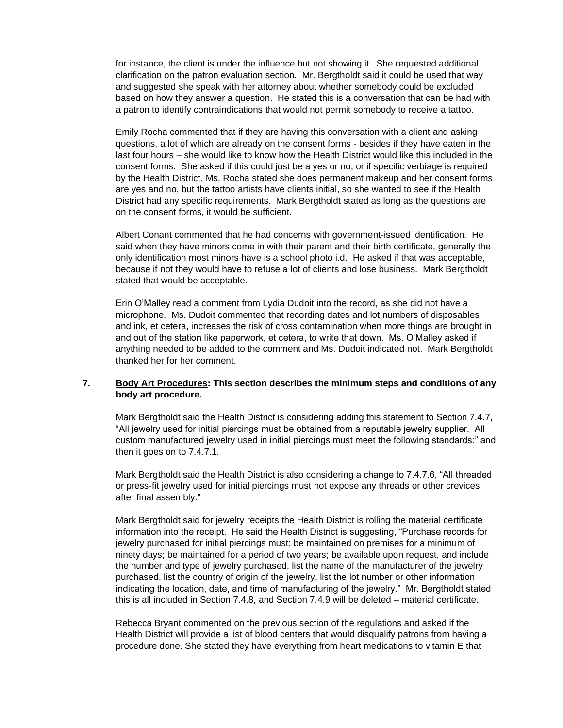for instance, the client is under the influence but not showing it. She requested additional clarification on the patron evaluation section. Mr. Bergtholdt said it could be used that way and suggested she speak with her attorney about whether somebody could be excluded based on how they answer a question. He stated this is a conversation that can be had with a patron to identify contraindications that would not permit somebody to receive a tattoo.

Emily Rocha commented that if they are having this conversation with a client and asking questions, a lot of which are already on the consent forms - besides if they have eaten in the last four hours – she would like to know how the Health District would like this included in the consent forms. She asked if this could just be a yes or no, or if specific verbiage is required by the Health District. Ms. Rocha stated she does permanent makeup and her consent forms are yes and no, but the tattoo artists have clients initial, so she wanted to see if the Health District had any specific requirements. Mark Bergtholdt stated as long as the questions are on the consent forms, it would be sufficient.

Albert Conant commented that he had concerns with government-issued identification. He said when they have minors come in with their parent and their birth certificate, generally the only identification most minors have is a school photo i.d. He asked if that was acceptable, because if not they would have to refuse a lot of clients and lose business. Mark Bergtholdt stated that would be acceptable.

Erin O'Malley read a comment from Lydia Dudoit into the record, as she did not have a microphone. Ms. Dudoit commented that recording dates and lot numbers of disposables and ink, et cetera, increases the risk of cross contamination when more things are brought in and out of the station like paperwork, et cetera, to write that down. Ms. O'Malley asked if anything needed to be added to the comment and Ms. Dudoit indicated not. Mark Bergtholdt thanked her for her comment.

**7. <u>Body Art Procedures</u>: This section describes the minimum steps and conditions of any body art procedure.**

Mark Bergtholdt said the Health District is considering adding this statement to Section 7.4.7, "All jewelry used for initial piercings must be obtained from a reputable jewelry supplier. All custom manufactured jewelry used in initial piercings must meet the following standards:" and then it goes on to 7.4.7.1.

Mark Bergtholdt said the Health District is also considering a change to 7.4.7.6, "All threaded or press-fit jewelry used for initial piercings must not expose any threads or other crevices after final assembly."

Mark Bergtholdt said for jewelry receipts the Health District is rolling the material certificate information into the receipt. He said the Health District is suggesting, "Purchase records for jewelry purchased for initial piercings must: be maintained on premises for a minimum of ninety days; be maintained for a period of two years; be available upon request, and include the number and type of jewelry purchased, list the name of the manufacturer of the jewelry purchased, list the country of origin of the jewelry, list the lot number or other information indicating the location, date, and time of manufacturing of the jewelry." Mr. Bergtholdt stated this is all included in Section 7.4.8, and Section 7.4.9 will be deleted – material certificate.

Rebecca Bryant commented on the previous section of the regulations and asked if the Health District will provide a list of blood centers that would disqualify patrons from having a procedure done. She stated they have everything from heart medications to vitamin E that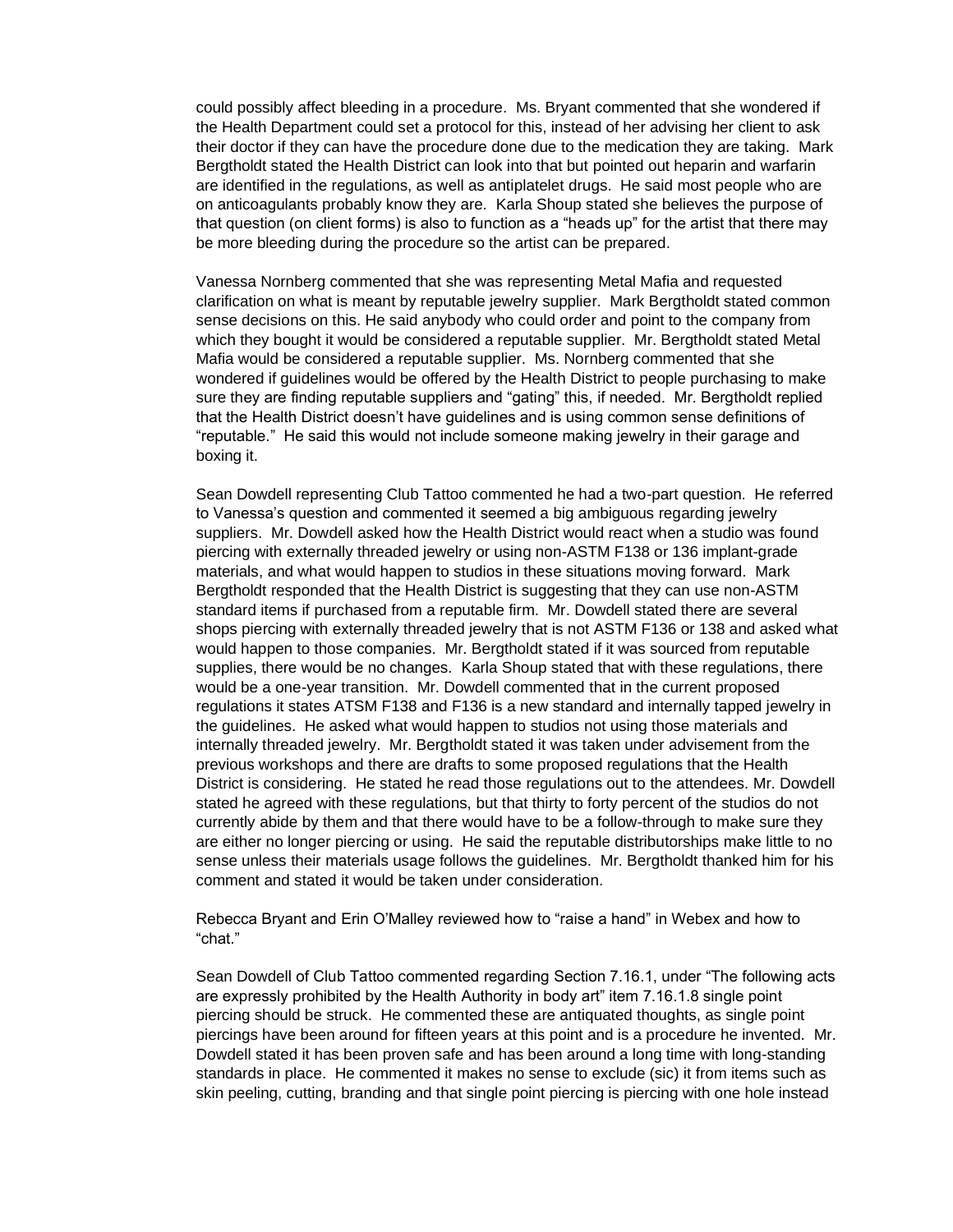could possibly affect bleeding in a procedure. Ms. Bryant commented that she wondered if the Health Department could set a protocol for this, instead of her advising her client to ask their doctor if they can have the procedure done due to the medication they are taking. Mark Bergtholdt stated the Health District can look into that but pointed out heparin and warfarin are identified in the regulations, as well as antiplatelet drugs. He said most people who are on anticoagulants probably know they are. Karla Shoup stated she believes the purpose of that question (on client forms) is also to function as a "heads up" for the artist that there may be more bleeding during the procedure so the artist can be prepared.

Vanessa Nornberg commented that she was representing Metal Mafia and requested clarification on what is meant by reputable jewelry supplier. Mark Bergtholdt stated common sense decisions on this. He said anybody who could order and point to the company from which they bought it would be considered a reputable supplier. Mr. Bergtholdt stated Metal Mafia would be considered a reputable supplier. Ms. Nornberg commented that she wondered if guidelines would be offered by the Health District to people purchasing to make sure they are finding reputable suppliers and "gating" this, if needed. Mr. Bergtholdt replied that the Health District doesn't have guidelines and is using common sense definitions of "reputable." He said this would not include someone making jewelry in their garage and boxing it.

Sean Dowdell representing Club Tattoo commented he had a two-part question. He referred to Vanessa's question and commented it seemed a big ambiguous regarding jewelry suppliers. Mr. Dowdell asked how the Health District would react when a studio was found piercing with externally threaded jewelry or using non-ASTM F138 or 136 implant-grade materials, and what would happen to studios in these situations moving forward. Mark Bergtholdt responded that the Health District is suggesting that they can use non-ASTM standard items if purchased from a reputable firm. Mr. Dowdell stated there are several shops piercing with externally threaded jewelry that is not ASTM F136 or 138 and asked what would happen to those companies. Mr. Bergtholdt stated if it was sourced from reputable supplies, there would be no changes. Karla Shoup stated that with these regulations, there would be a one-year transition. Mr. Dowdell commented that in the current proposed regulations it states ATSM F138 and F136 is a new standard and internally tapped jewelry in the guidelines. He asked what would happen to studios not using those materials and internally threaded jewelry. Mr. Bergtholdt stated it was taken under advisement from the previous workshops and there are drafts to some proposed regulations that the Health District is considering. He stated he read those regulations out to the attendees. Mr. Dowdell stated he agreed with these regulations, but that thirty to forty percent of the studios do not currently abide by them and that there would have to be a follow-through to make sure they are either no longer piercing or using. He said the reputable distributorships make little to no sense unless their materials usage follows the guidelines. Mr. Bergtholdt thanked him for his comment and stated it would be taken under consideration.

Rebecca Bryant and Erin O'Malley reviewed how to "raise a hand" in Webex and how to "chat."

Sean Dowdell of Club Tattoo commented regarding Section 7.16.1, under "The following acts are expressly prohibited by the Health Authority in body art" item 7.16.1.8 single point piercing should be struck. He commented these are antiquated thoughts, as single point piercings have been around for fifteen years at this point and is a procedure he invented. Mr. Dowdell stated it has been proven safe and has been around a long time with long-standing standards in place. He commented it makes no sense to exclude (sic) it from items such as skin peeling, cutting, branding and that single point piercing is piercing with one hole instead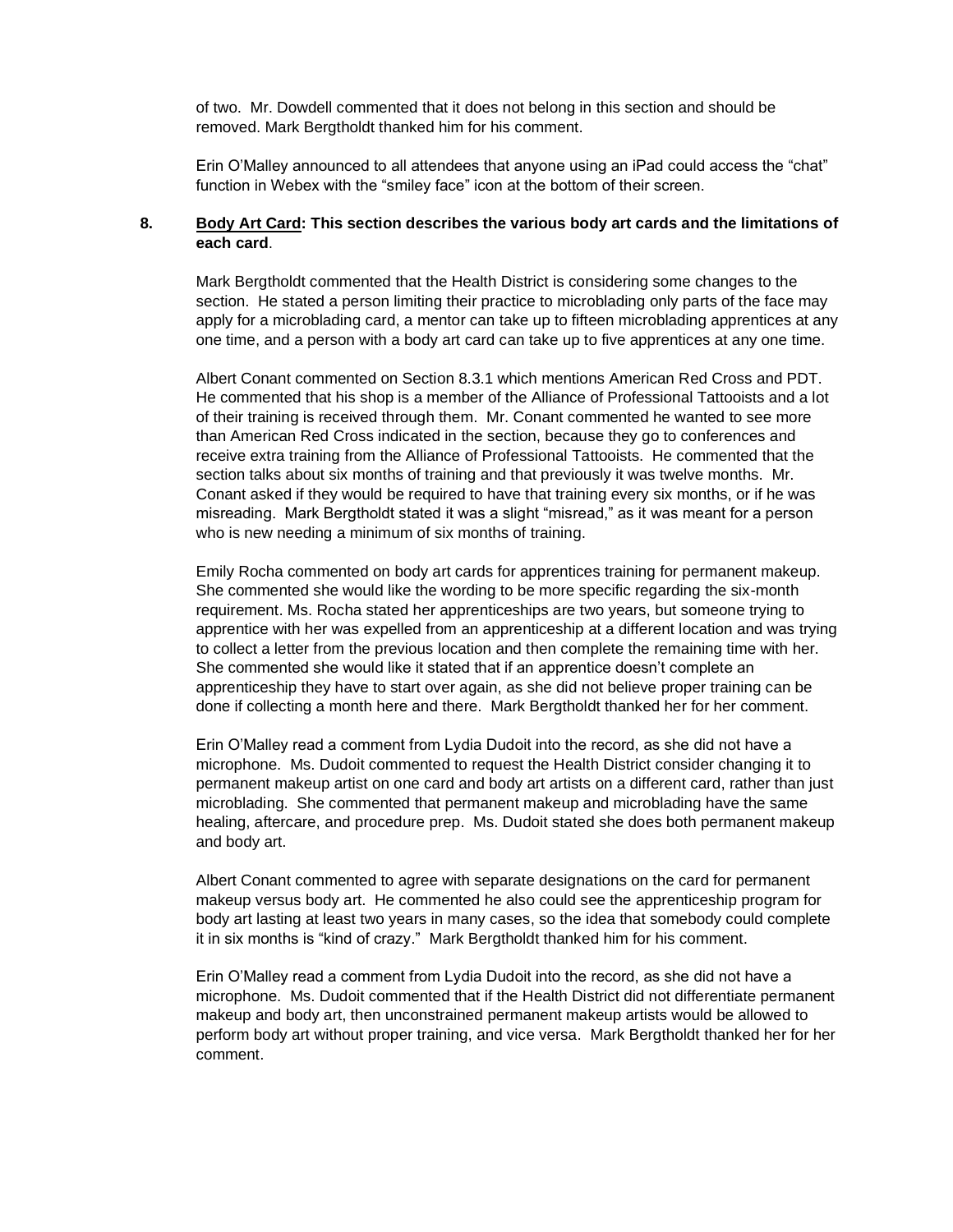of two. Mr. Dowdell commented that it does not belong in this section and should be removed. Mark Bergtholdt thanked him for his comment.

Erin O'Malley announced to all attendees that anyone using an iPad could access the "chat" function in Webex with the "smiley face" icon at the bottom of their screen.

**8. <u>Body Art Card</u>: This section describes the various body art cards and the limitations of each card**.

Mark Bergtholdt commented that the Health District is considering some changes to the section. He stated a person limiting their practice to microblading only parts of the face may apply for a microblading card, a mentor can take up to fifteen microblading apprentices at any one time, and a person with a body art card can take up to five apprentices at any one time.

Albert Conant commented on Section 8.3.1 which mentions American Red Cross and PDT. He commented that his shop is a member of the Alliance of Professional Tattooists and a lot of their training is received through them. Mr. Conant commented he wanted to see more than American Red Cross indicated in the section, because they go to conferences and receive extra training from the Alliance of Professional Tattooists. He commented that the section talks about six months of training and that previously it was twelve months. Mr. Conant asked if they would be required to have that training every six months, or if he was misreading. Mark Bergtholdt stated it was a slight "misread," as it was meant for a person who is new needing a minimum of six months of training.

Emily Rocha commented on body art cards for apprentices training for permanent makeup. She commented she would like the wording to be more specific regarding the six-month requirement. Ms. Rocha stated her apprenticeships are two years, but someone trying to apprentice with her was expelled from an apprenticeship at a different location and was trying to collect a letter from the previous location and then complete the remaining time with her. She commented she would like it stated that if an apprentice doesn't complete an apprenticeship they have to start over again, as she did not believe proper training can be done if collecting a month here and there. Mark Bergtholdt thanked her for her comment.

Erin O'Malley read a comment from Lydia Dudoit into the record, as she did not have a microphone. Ms. Dudoit commented to request the Health District consider changing it to permanent makeup artist on one card and body art artists on a different card, rather than just microblading. She commented that permanent makeup and microblading have the same healing, aftercare, and procedure prep. Ms. Dudoit stated she does both permanent makeup and body art.

Albert Conant commented to agree with separate designations on the card for permanent makeup versus body art. He commented he also could see the apprenticeship program for body art lasting at least two years in many cases, so the idea that somebody could complete it in six months is "kind of crazy." Mark Bergtholdt thanked him for his comment.

Erin O'Malley read a comment from Lydia Dudoit into the record, as she did not have a microphone. Ms. Dudoit commented that if the Health District did not differentiate permanent makeup and body art, then unconstrained permanent makeup artists would be allowed to perform body art without proper training, and vice versa. Mark Bergtholdt thanked her for her comment.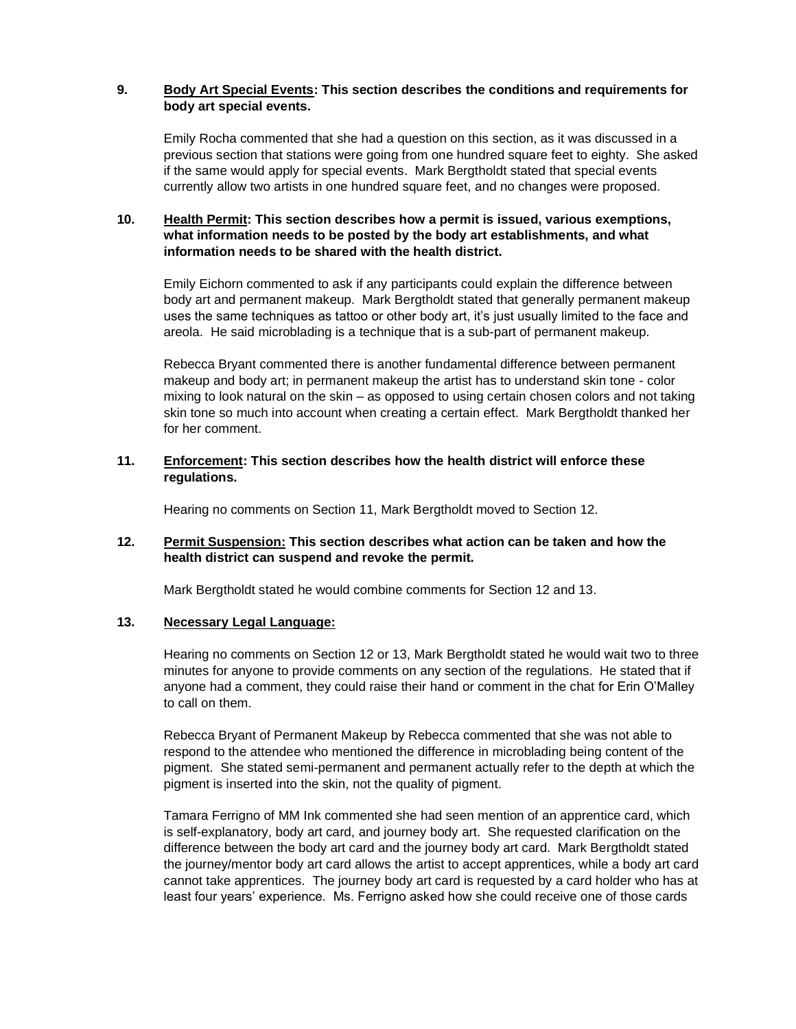**9. Body Art Special Events: This section describes the conditions and requirements for body art special events.**

Emily Rocha commented that she had a question on this section, as it was discussed in a previous section that stations were going from one hundred square feet to eighty. She asked if the same would apply for special events. Mark Bergtholdt stated that special events currently allow two artists in one hundred square feet, and no changes were proposed.

**10. Health Permit: This section describes how a permit is issued, various exemptions, what information needs to be posted by the body art establishments, and what information needs to be shared with the health district.**

Emily Eichorn commented to ask if any participants could explain the difference between body art and permanent makeup. Mark Bergtholdt stated that generally permanent makeup uses the same techniques as tattoo or other body art, it's just usually limited to the face and areola. He said microblading is a technique that is a sub-part of permanent makeup.

Rebecca Bryant commented there is another fundamental difference between permanent makeup and body art; in permanent makeup the artist has to understand skin tone - color mixing to look natural on the skin – as opposed to using certain chosen colors and not taking skin tone so much into account when creating a certain effect. Mark Bergtholdt thanked her for her comment.

**11. Enforcement: This section describes how the health district will enforce these regulations.**

Hearing no comments on Section 11, Mark Bergtholdt moved to Section 12.

**12. Permit Suspension: This section describes what action can be taken and how the health district can suspend and revoke the permit.**

Mark Bergtholdt stated he would combine comments for Section 12 and 13.

**13. Necessary Legal Language:**

Hearing no comments on Section 12 or 13, Mark Bergtholdt stated he would wait two to three minutes for anyone to provide comments on any section of the regulations. He stated that if anyone had a comment, they could raise their hand or comment in the chat for Erin O'Malley to call on them.

Rebecca Bryant of Permanent Makeup by Rebecca commented that she was not able to respond to the attendee who mentioned the difference in microblading being content of the pigment. She stated semi-permanent and permanent actually refer to the depth at which the pigment is inserted into the skin, not the quality of pigment.

Tamara Ferrigno of MM Ink commented she had seen mention of an apprentice card, which is self-explanatory, body art card, and journey body art. She requested clarification on the difference between the body art card and the journey body art card. Mark Bergtholdt stated the journey/mentor body art card allows the artist to accept apprentices, while a body art card cannot take apprentices. The journey body art card is requested by a card holder who has at least four years' experience. Ms. Ferrigno asked how she could receive one of those cards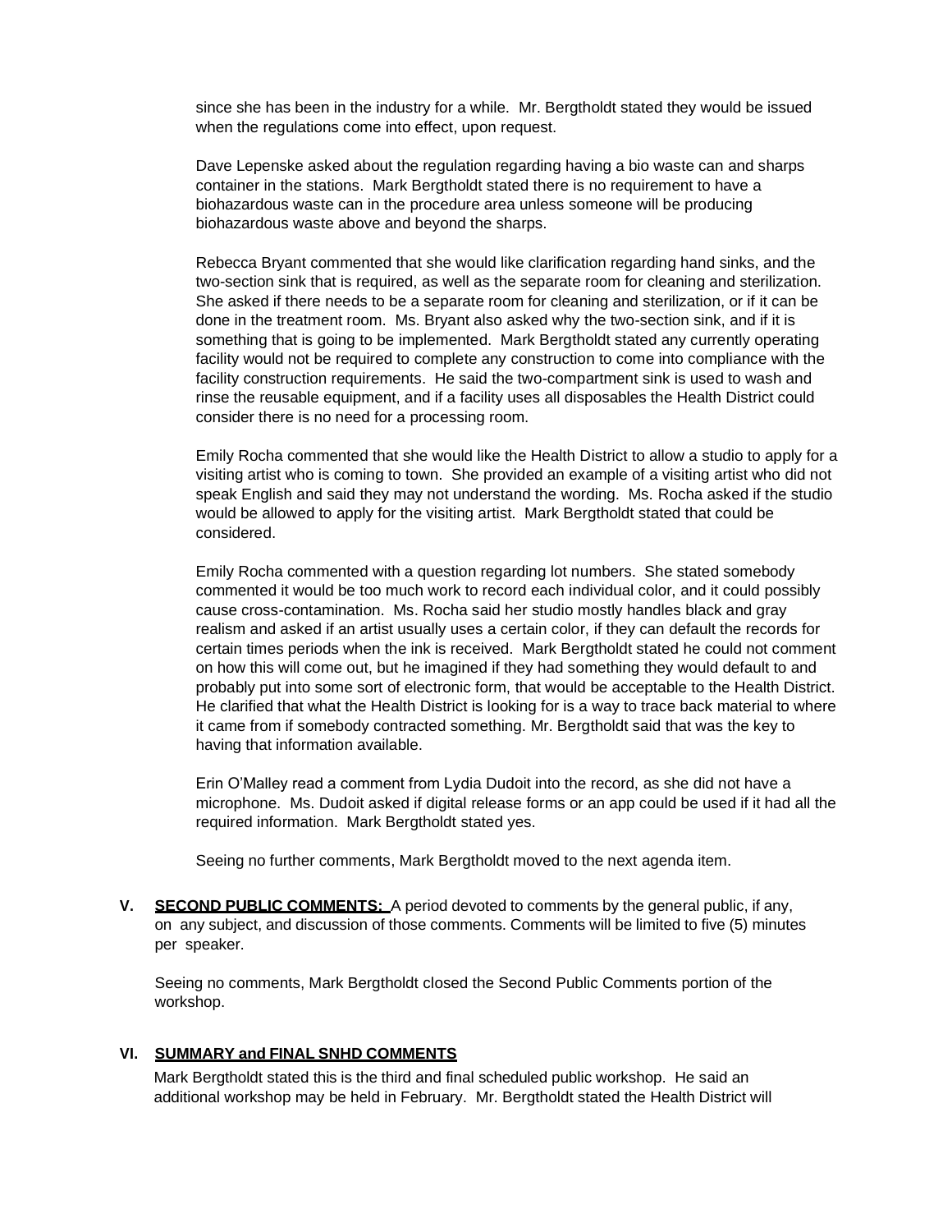since she has been in the industry for a while. Mr. Bergtholdt stated they would be issued when the regulations come into effect, upon request.

Dave Lepenske asked about the regulation regarding having a bio waste can and sharps container in the stations. Mark Bergtholdt stated there is no requirement to have a biohazardous waste can in the procedure area unless someone will be producing biohazardous waste above and beyond the sharps.

Rebecca Bryant commented that she would like clarification regarding hand sinks, and the two-section sink that is required, as well as the separate room for cleaning and sterilization. She asked if there needs to be a separate room for cleaning and sterilization, or if it can be done in the treatment room. Ms. Bryant also asked why the two-section sink, and if it is something that is going to be implemented. Mark Bergtholdt stated any currently operating facility would not be required to complete any construction to come into compliance with the facility construction requirements. He said the two-compartment sink is used to wash and rinse the reusable equipment, and if a facility uses all disposables the Health District could consider there is no need for a processing room.

Emily Rocha commented that she would like the Health District to allow a studio to apply for a visiting artist who is coming to town. She provided an example of a visiting artist who did not speak English and said they may not understand the wording. Ms. Rocha asked if the studio would be allowed to apply for the visiting artist. Mark Bergtholdt stated that could be considered.

Emily Rocha commented with a question regarding lot numbers. She stated somebody commented it would be too much work to record each individual color, and it could possibly cause cross-contamination. Ms. Rocha said her studio mostly handles black and gray realism and asked if an artist usually uses a certain color, if they can default the records for certain times periods when the ink is received. Mark Bergtholdt stated he could not comment on how this will come out, but he imagined if they had something they would default to and probably put into some sort of electronic form, that would be acceptable to the Health District. He clarified that what the Health District is looking for is a way to trace back material to where it came from if somebody contracted something. Mr. Bergtholdt said that was the key to having that information available.

Erin O'Malley read a comment from Lydia Dudoit into the record, as she did not have a microphone. Ms. Dudoit asked if digital release forms or an app could be used if it had all the required information. Mark Bergtholdt stated yes.

Seeing no further comments, Mark Bergtholdt moved to the next agenda item.

**V. SECOND PUBLIC COMMENTS:** A period devoted to comments by the general public, if any, on any subject, and discussion of those comments. Comments will be limited to five (5) minutes per speaker.

Seeing no comments, Mark Bergtholdt closed the Second Public Comments portion of the workshop.

**VI. SUMMARY and FINAL SNHD COMMENTS**

Mark Bergtholdt stated this is the third and final scheduled public workshop. He said an additional workshop may be held in February. Mr. Bergtholdt stated the Health District will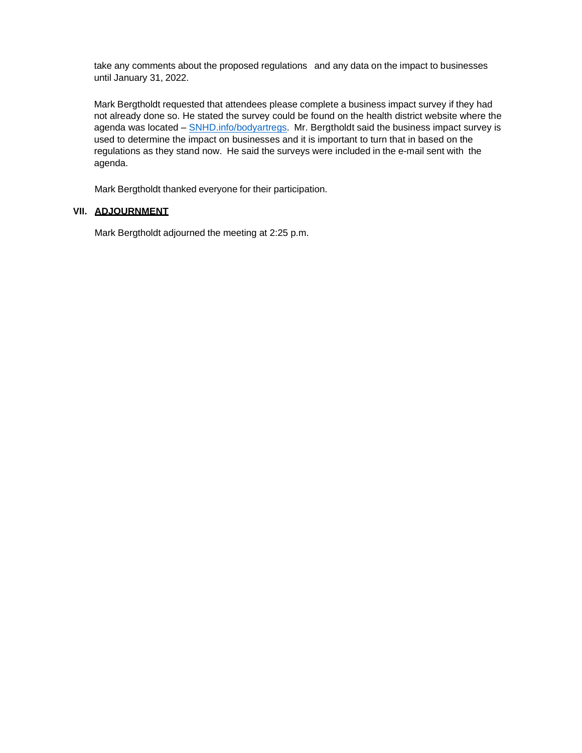take any comments about the proposed regulations and any data on the impact to businesses until January 31, 2022.

Mark Bergtholdt requested that attendees please complete a business impact survey if they had not already done so. He stated the survey could be found on the health district website where the agenda was located – [SNHD.info/bodyartregs](SNHD.info/bodyartregs). Mr. Bergtholdt said the business impact survey is used to determine the impact on businesses and it is important to turn that in based on the regulations as they stand now. He said the surveys were included in the e-mail sent with the agenda.

Mark Bergtholdt thanked everyone for their participation.

## VII. ADJOURNMENT

Mark Bergtholdt adjourned the meeting at 2:25 p.m.